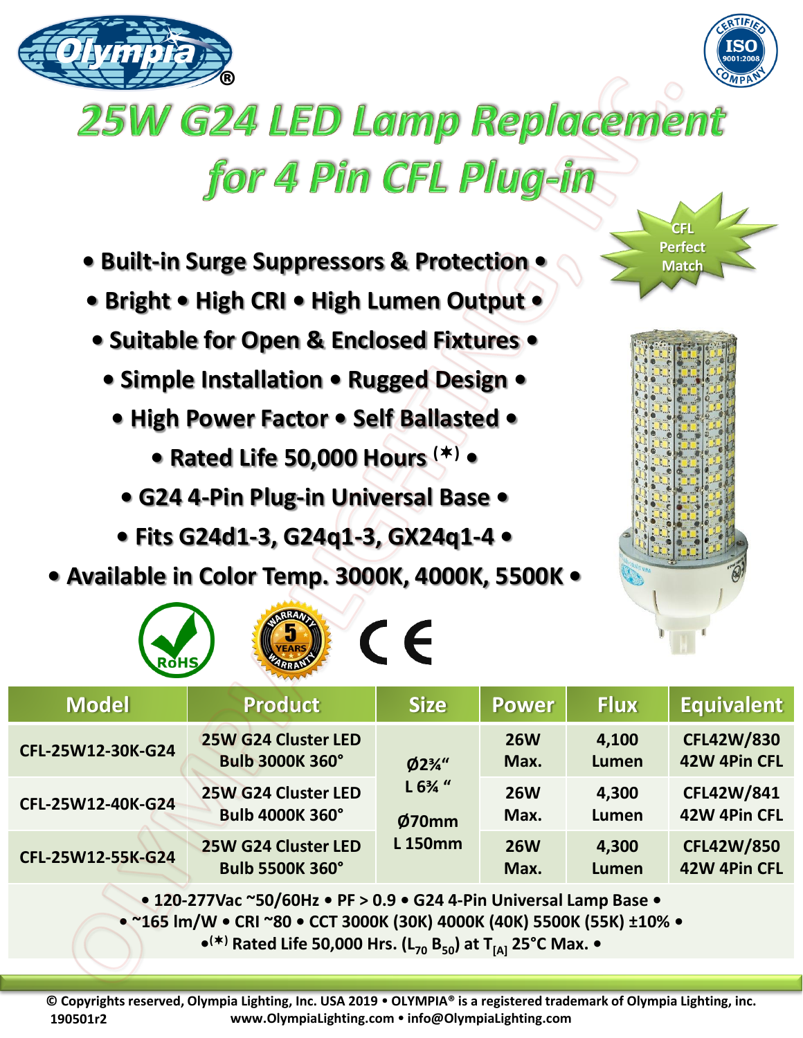# 25W G24 LED Lamp Replacement for 4 Pin CFL Plug-in

CFL Perfect Match

- **Built-in Surge Suppressors & Protection**
- **Bright • High CRI • High Lumen Output**
- **Suitable for Open & Enclosed Fixtures**
- **Simple Installation • Rugged Design**
- **High Power Factor • Self Ballasted**
- **Rated Life 50,000 Hours (✶)**
- **G24 4-Pin Plug-in Universal Base**
- **Fits G24d1-3, G24q1-3, GX24q1-4**
- **Available in Color Temp. 3000K, 4000K, 5500K**

RoHS • 5 YEARS WARRANTY • CE

| Model | Product | Size | Power | Flux | Equivalent |
|---|---|---|---|---|---|
| CFL-25W12-30K-G24 | 25W G24 Cluster LED Bulb 3000K 360° | Ø2¾" L 6¾" Ø70mm L 150mm | 26W Max. | 4,100 Lumen | CFL42W/830 42W 4Pin CFL |
| CFL-25W12-40K-G24 | 25W G24 Cluster LED Bulb 4000K 360° | | 26W Max. | 4,300 Lumen | CFL42W/841 42W 4Pin CFL |
| CFL-25W12-55K-G24 | 25W G24 Cluster LED Bulb 5500K 360° | | 26W Max. | 4,300 Lumen | CFL42W/850 42W 4Pin CFL |

• 120-277Vac ~50/60Hz • PF > 0.9 • G24 4-Pin Universal Lamp Base •
• ~165 lm/W • CRI ~80 • CCT 3000K (30K) 4000K (40K) 5500K (55K) ±10% •
•(✶) Rated Life 50,000 Hrs. ($L_{70}$ $B_{50}$) at $T_{[A]}$ 25°C Max. •

© Copyrights reserved, Olympia Lighting, Inc. USA 2019 • OLYMPIA® is a registered trademark of Olympia Lighting, inc.
190501r2 www.OlympiaLighting.com • info@OlympiaLighting.com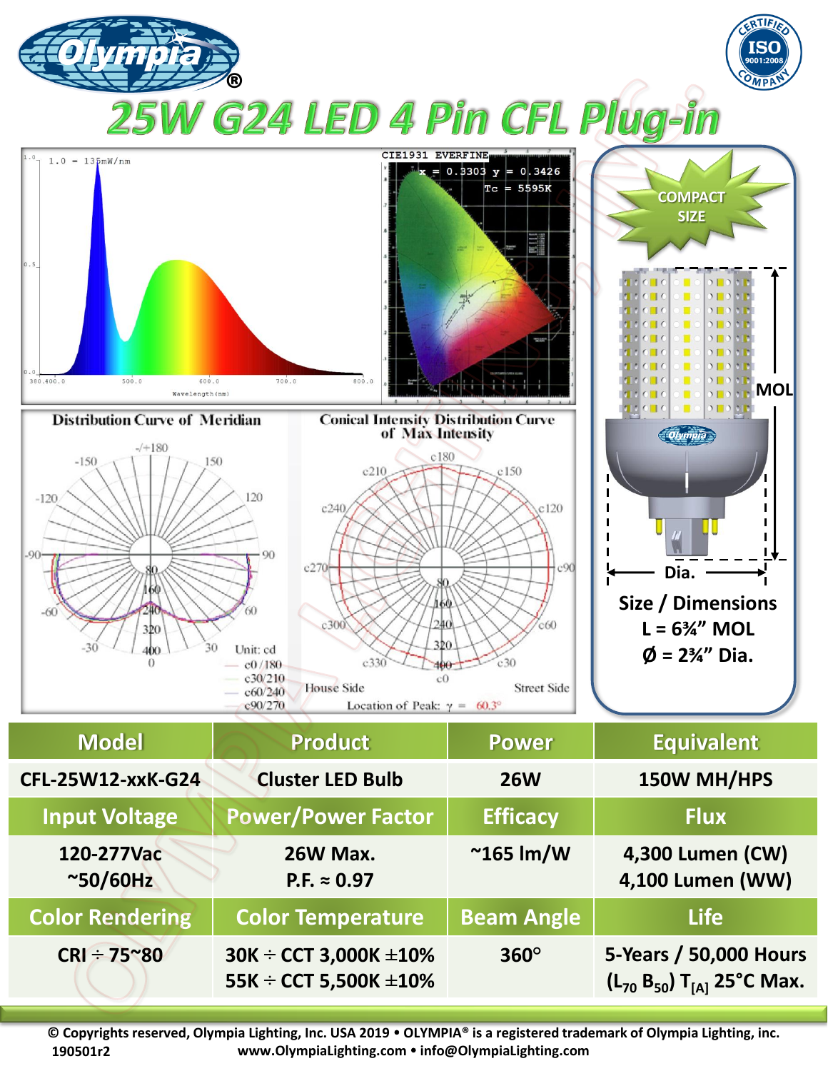# 25W G24 LED 4 Pin CFL Plug-in

1.0 = 135mW/nm

1.0

0.5

0.0

380.400.0

500.0

600.0

700.0

800.0

Wavelength(nm)

CIE1931 EVERFINE

x = 0.3303 y = 0.3426

Tc = 5595K

COMPACT SIZE

MOL

Dia.

**Size / Dimensions**

**L = 6¾" MOL**

**Ø = 2¾" Dia.**

Distribution Curve of Meridian

-/+180

-150

150

-120

120

-90

90

-60

60

-30

30

0

80

160

240

320

400

Unit: cd

c0 / 180

c30/210

c60/240

c90/270

Conical Intensity Distribution Curve of Max Intensity

c180

c210

c150

c240

c120

c270

c90

c300

c60

c330

c30

c0

80

160

240

320

400

House Side

Street Side

Location of Peak: γ = 60.3°

| Model | Product | Power | Equivalent |
|---|---|---|---|
| CFL-25W12-xxK-G24 | Cluster LED Bulb | 26W | 150W MH/HPS |
| **Input Voltage** | **Power/Power Factor** | **Efficacy** | **Flux** |
| 120-277Vac ~50/60Hz | 26W Max. P.F. ≈ 0.97 | ~165 lm/W | 4,300 Lumen (CW) 4,100 Lumen (WW) |
| **Color Rendering** | **Color Temperature** | **Beam Angle** | **Life** |
| CRI ÷ 75~80 | 30K ÷ CCT 3,000K ±10% 55K ÷ CCT 5,500K ±10% | 360° | 5-Years / 50,000 Hours ($L_{70}$ $B_{50}$) $T_{[A]}$ 25°C Max. |

© Copyrights reserved, Olympia Lighting, Inc. USA 2019 • OLYMPIA® is a registered trademark of Olympia Lighting, inc.

190501r2 www.OlympiaLighting.com • info@OlympiaLighting.com